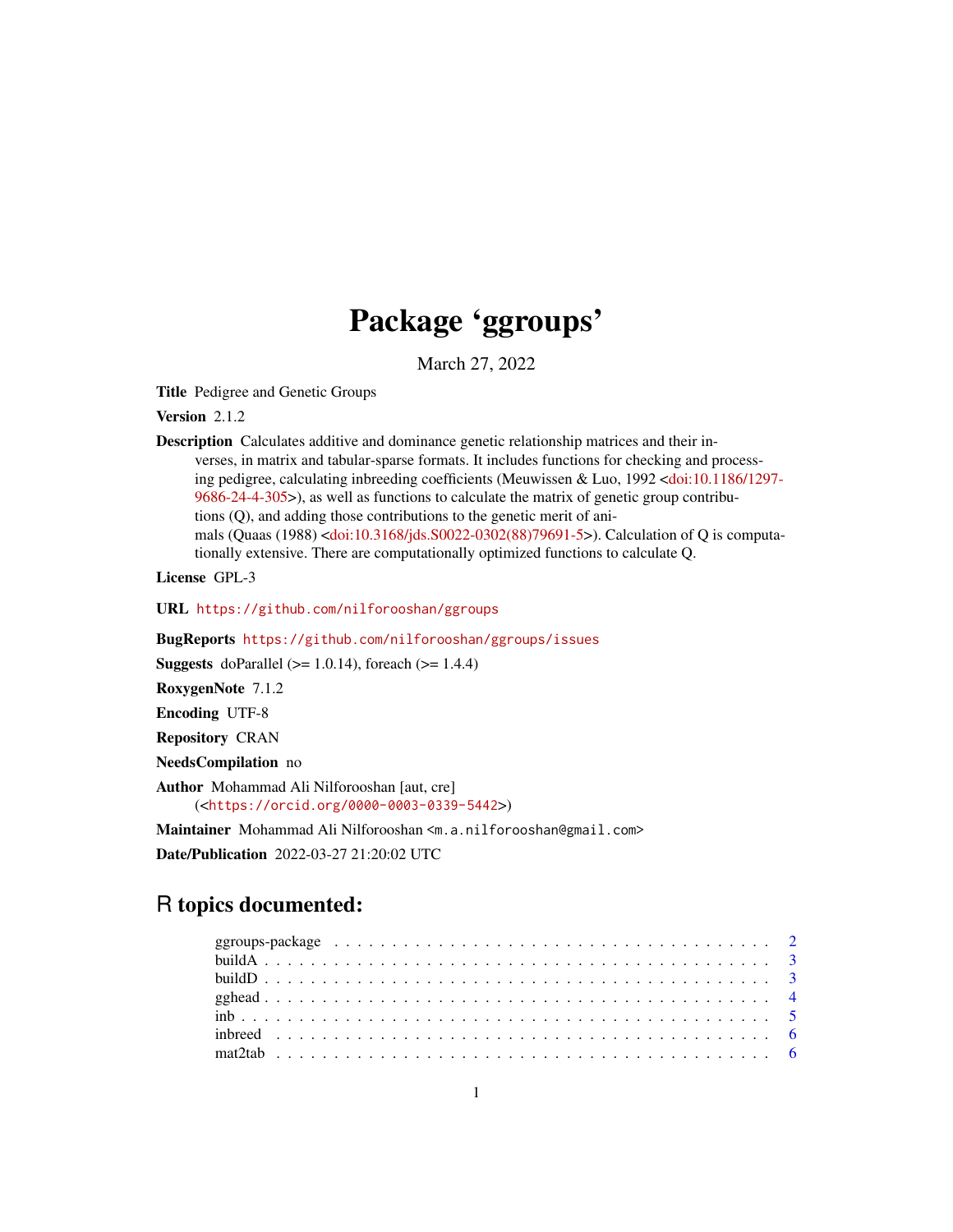# Package ‘ggroups’

March 27, 2022

**Title** Pedigree and Genetic Groups

**Version** 2.1.2

**Description** Calculates additive and dominance genetic relationship matrices and their inverses, in matrix and tabular-sparse formats. It includes functions for checking and processing pedigree, calculating inbreeding coefficients (Meuwissen & Luo, 1992 <doi:10.1186/1297-9686-24-4-305>), as well as functions to calculate the matrix of genetic group contributions (Q), and adding those contributions to the genetic merit of animals (Quaas (1988) <doi:10.3168/jds.S0022-0302(88)79691-5>). Calculation of Q is computationally extensive. There are computationally optimized functions to calculate Q.

**License** GPL-3

**URL** https://github.com/nilforooshan/ggroups

**BugReports** https://github.com/nilforooshan/ggroups/issues

**Suggests** doParallel (>= 1.0.14), foreach (>= 1.4.4)

**RoxygenNote** 7.1.2

**Encoding** UTF-8

**Repository** CRAN

**NeedsCompilation** no

**Author** Mohammad Ali Nilforooshan [aut, cre] (<https://orcid.org/0000-0003-0339-5442>)

**Maintainer** Mohammad Ali Nilforooshan <m.a.nilforooshan@gmail.com>

**Date/Publication** 2022-03-27 21:20:02 UTC

## R topics documented:

- ggroups-package . . . . . . . . . . 2
- buildA . . . . . . . . . . 3
- buildD . . . . . . . . . . 3
- gghead . . . . . . . . . . 4
- inb . . . . . . . . . . 5
- inbreed . . . . . . . . . . 6
- mat2tab . . . . . . . . . . 6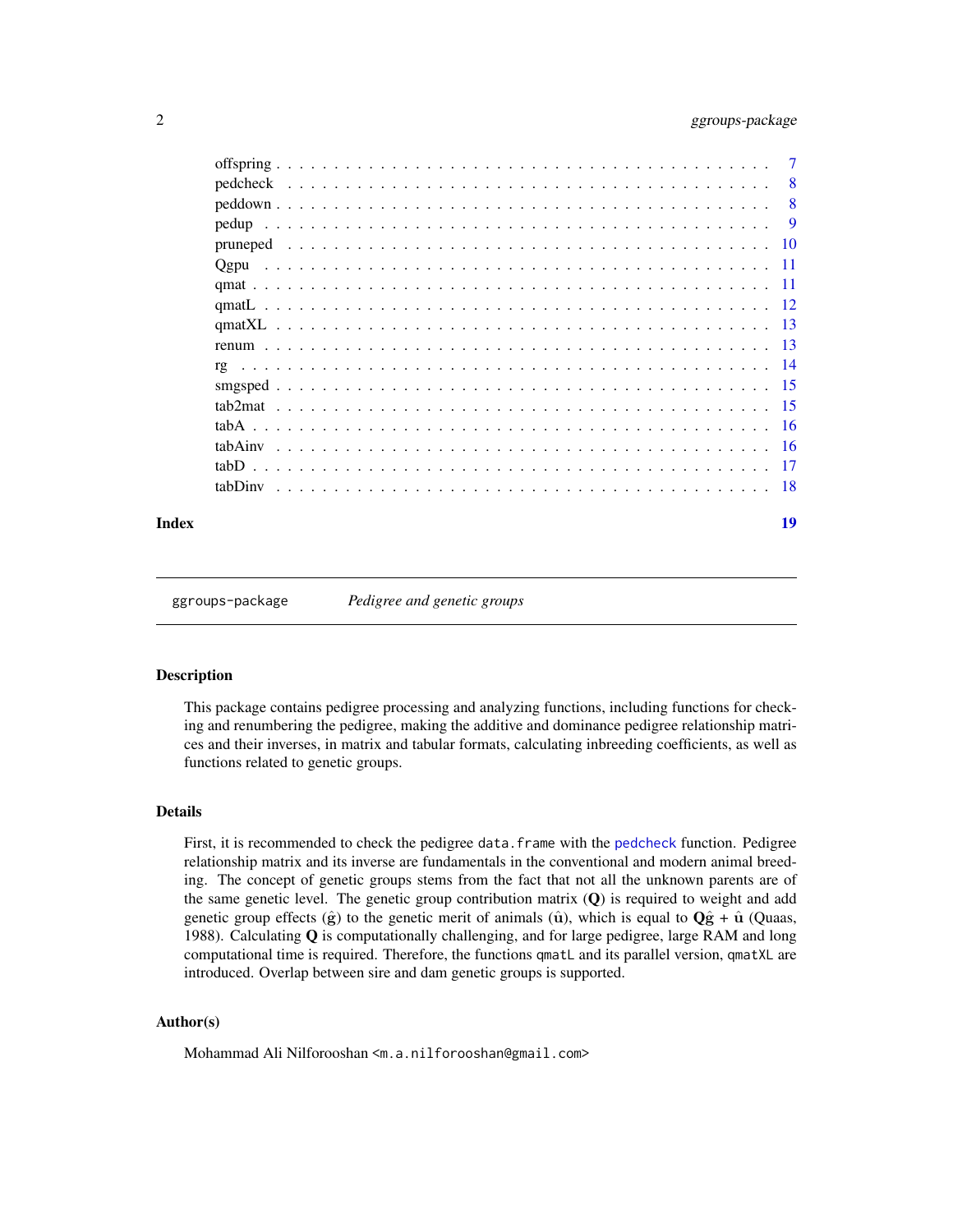| | |
|---|---|
| offspring | 7 |
| pedcheck | 8 |
| peddown | 8 |
| pedup | 9 |
| pruneped | 10 |
| Qgpu | 11 |
| qmat | 11 |
| qmatL | 12 |
| qmatXL | 13 |
| renum | 13 |
| rg | 14 |
| smgsped | 15 |
| tab2mat | 15 |
| tabA | 16 |
| tabAinv | 16 |
| tabD | 17 |
| tabDinv | 18 |

**Index** 19

---

## ggroups-package *Pedigree and genetic groups*

### Description

This package contains pedigree processing and analyzing functions, including functions for checking and renumbering the pedigree, making the additive and dominance pedigree relationship matrices and their inverses, in matrix and tabular formats, calculating inbreeding coefficients, as well as functions related to genetic groups.

### Details

First, it is recommended to check the pedigree `data.frame` with the `pedcheck` function. Pedigree relationship matrix and its inverse are fundamentals in the conventional and modern animal breeding. The concept of genetic groups stems from the fact that not all the unknown parents are of the same genetic level. The genetic group contribution matrix ($\mathbf{Q}$) is required to weight and add genetic group effects ($\hat{\mathbf{g}}$) to the genetic merit of animals ($\hat{\mathbf{u}}$), which is equal to $\mathbf{Q}\hat{\mathbf{g}} + \hat{\mathbf{u}}$ (Quaas, 1988). Calculating $\mathbf{Q}$ is computationally challenging, and for large pedigree, large RAM and long computational time is required. Therefore, the functions `qmatL` and its parallel version, `qmatXL` are introduced. Overlap between sire and dam genetic groups is supported.

### Author(s)

Mohammad Ali Nilforooshan <m.a.nilforooshan@gmail.com>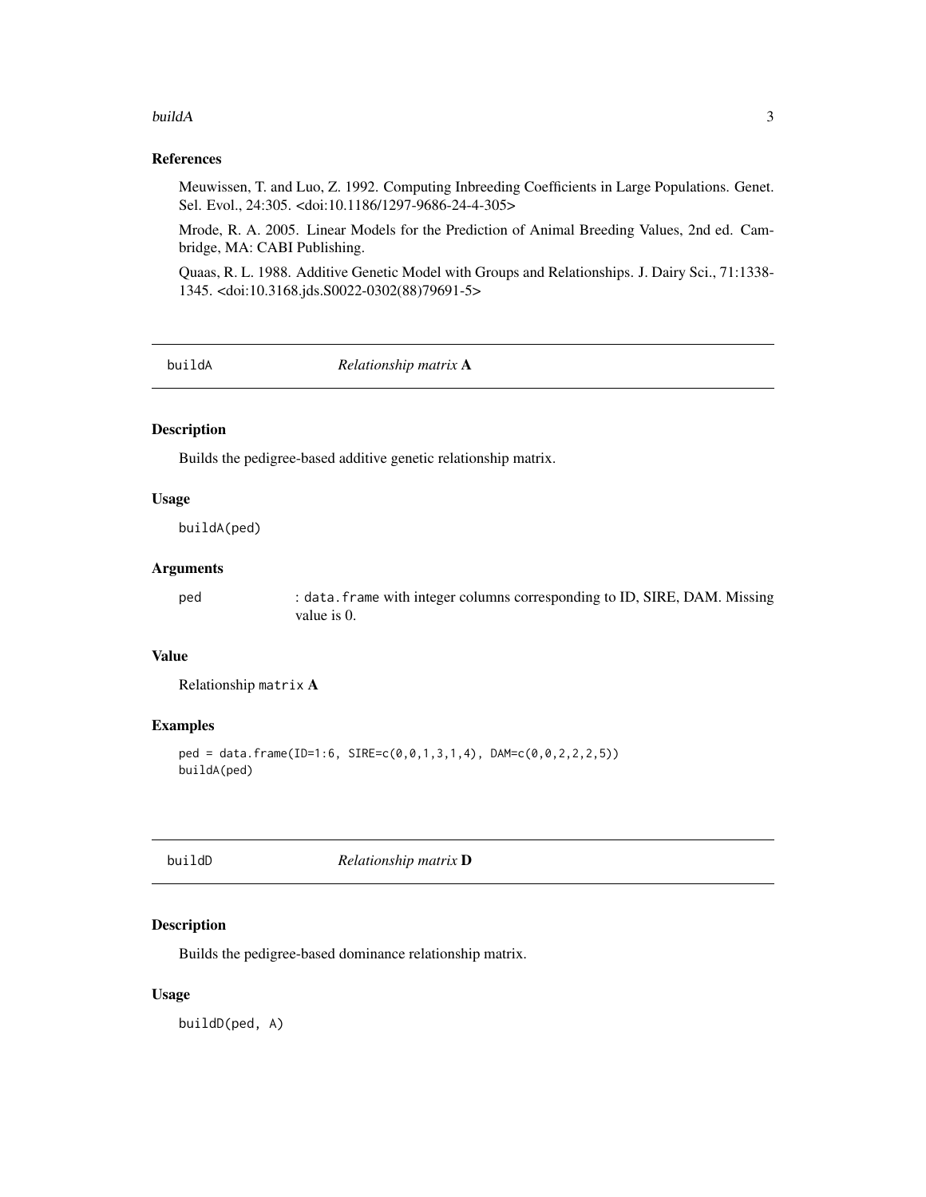### References

Meuwissen, T. and Luo, Z. 1992. Computing Inbreeding Coefficients in Large Populations. Genet. Sel. Evol., 24:305. <doi:10.1186/1297-9686-24-4-305>

Mrode, R. A. 2005. Linear Models for the Prediction of Animal Breeding Values, 2nd ed. Cambridge, MA: CABI Publishing.

Quaas, R. L. 1988. Additive Genetic Model with Groups and Relationships. J. Dairy Sci., 71:1338-1345. <doi:10.3168.jds.S0022-0302(88)79691-5>

---

## buildA — *Relationship matrix* **A**

### Description

Builds the pedigree-based additive genetic relationship matrix.

### Usage

```
buildA(ped)
```

### Arguments

ped : `data.frame` with integer columns corresponding to ID, SIRE, DAM. Missing value is 0.

### Value

Relationship `matrix` **A**

### Examples

```
ped = data.frame(ID=1:6, SIRE=c(0,0,1,3,1,4), DAM=c(0,0,2,2,2,5))
buildA(ped)
```

---

## buildD — *Relationship matrix* **D**

### Description

Builds the pedigree-based dominance relationship matrix.

### Usage

```
buildD(ped, A)
```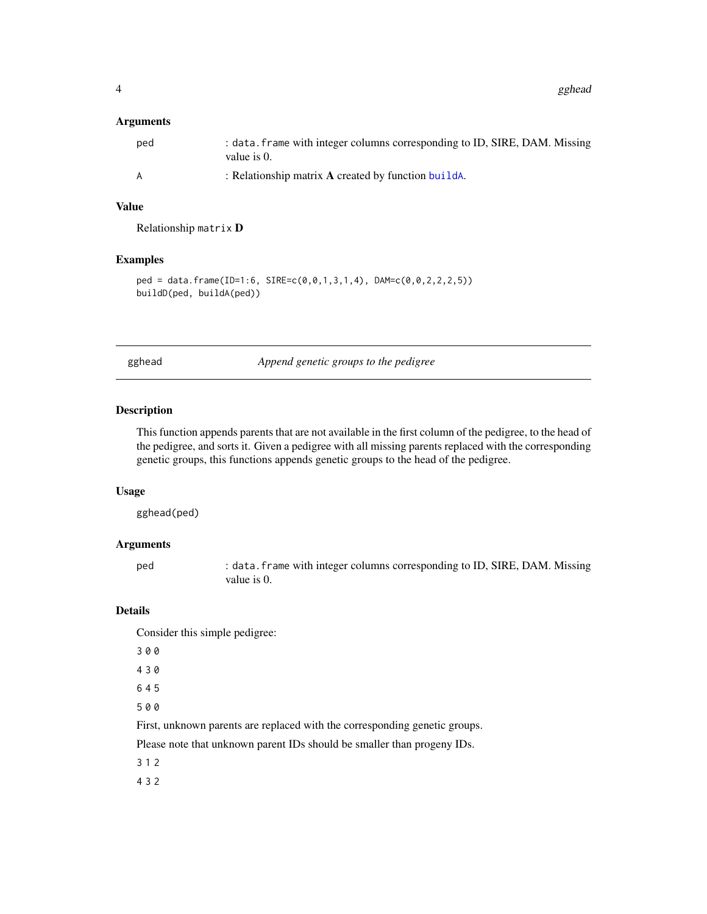### Arguments

- `ped` : `data.frame` with integer columns corresponding to ID, SIRE, DAM. Missing value is 0.
- `A` : Relationship matrix **A** created by function `buildA`.

### Value

Relationship `matrix` **D**

### Examples

```
ped = data.frame(ID=1:6, SIRE=c(0,0,1,3,1,4), DAM=c(0,0,2,2,2,5))
buildD(ped, buildA(ped))
```

---

## gghead — *Append genetic groups to the pedigree*

---

### Description

This function appends parents that are not available in the first column of the pedigree, to the head of the pedigree, and sorts it. Given a pedigree with all missing parents replaced with the corresponding genetic groups, this functions appends genetic groups to the head of the pedigree.

### Usage

```
gghead(ped)
```

### Arguments

- `ped` : `data.frame` with integer columns corresponding to ID, SIRE, DAM. Missing value is 0.

### Details

Consider this simple pedigree:

```
3 0 0
4 3 0
6 4 5
5 0 0
```

First, unknown parents are replaced with the corresponding genetic groups.

Please note that unknown parent IDs should be smaller than progeny IDs.

```
3 1 2
4 3 2
```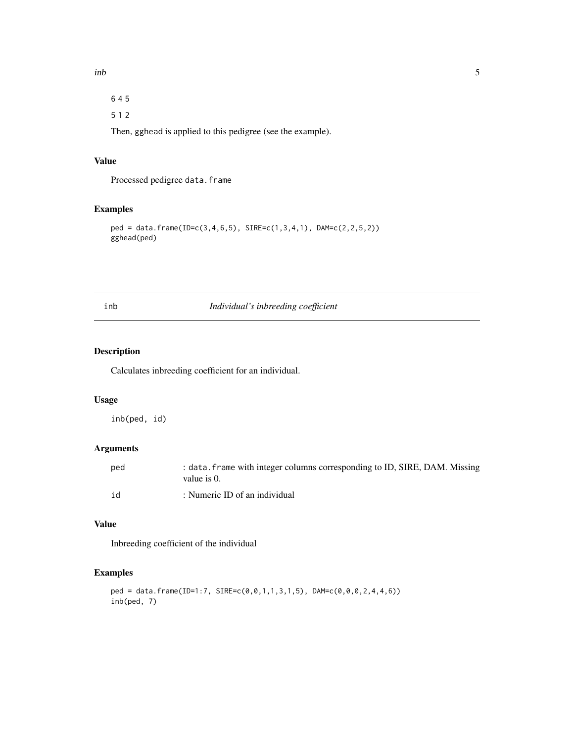6 4 5

5 1 2

Then, gghead is applied to this pedigree (see the example).

### Value

Processed pedigree data.frame

### Examples

```
ped = data.frame(ID=c(3,4,6,5), SIRE=c(1,3,4,1), DAM=c(2,2,5,2))
gghead(ped)
```

---

## inb — *Individual's inbreeding coefficient*

### Description

Calculates inbreeding coefficient for an individual.

### Usage

```
inb(ped, id)
```

### Arguments

| | |
|---|---|
| ped | : data.frame with integer columns corresponding to ID, SIRE, DAM. Missing value is 0. |
| id | : Numeric ID of an individual |

### Value

Inbreeding coefficient of the individual

### Examples

```
ped = data.frame(ID=1:7, SIRE=c(0,0,1,1,3,1,5), DAM=c(0,0,0,2,4,4,6))
inb(ped, 7)
```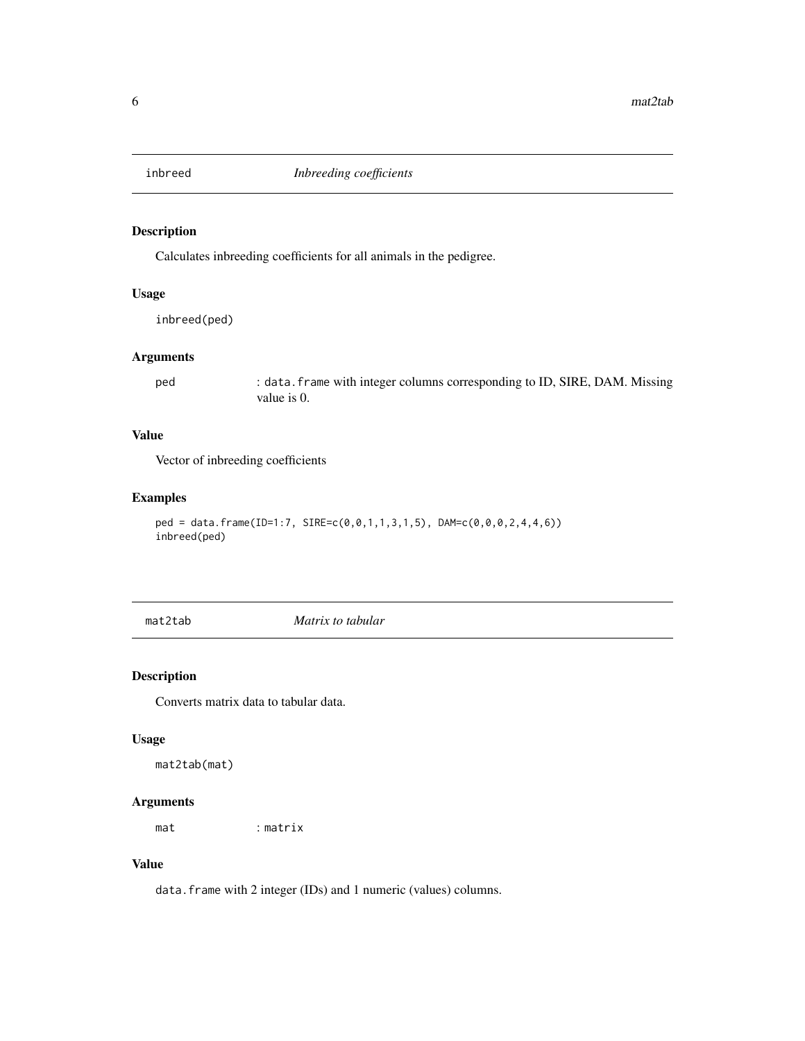## inbreed *Inbreeding coefficients*

### Description

Calculates inbreeding coefficients for all animals in the pedigree.

### Usage

```
inbreed(ped)
```

### Arguments

| | |
|---|---|
| ped | : data.frame with integer columns corresponding to ID, SIRE, DAM. Missing value is 0. |

### Value

Vector of inbreeding coefficients

### Examples

```
ped = data.frame(ID=1:7, SIRE=c(0,0,1,1,3,1,5), DAM=c(0,0,0,2,4,4,6))
inbreed(ped)
```

## mat2tab *Matrix to tabular*

### Description

Converts matrix data to tabular data.

### Usage

```
mat2tab(mat)
```

### Arguments

| | |
|---|---|
| mat | : matrix |

### Value

data.frame with 2 integer (IDs) and 1 numeric (values) columns.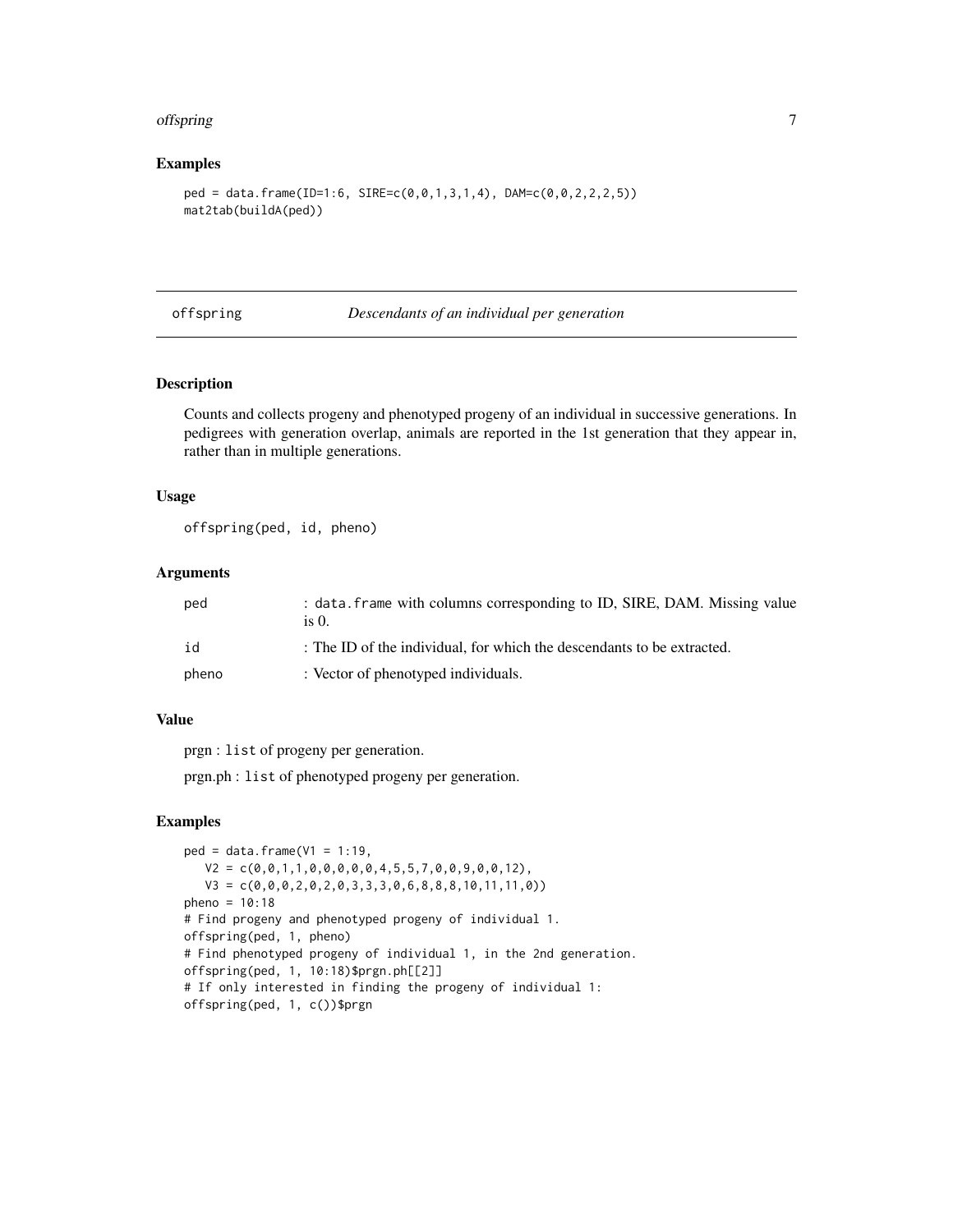### Examples

```
ped = data.frame(ID=1:6, SIRE=c(0,0,1,3,1,4), DAM=c(0,0,2,2,2,5))
mat2tab(buildA(ped))
```

## offspring — *Descendants of an individual per generation*

### Description

Counts and collects progeny and phenotyped progeny of an individual in successive generations. In pedigrees with generation overlap, animals are reported in the 1st generation that they appear in, rather than in multiple generations.

### Usage

```
offspring(ped, id, pheno)
```

### Arguments

| | |
|---|---|
| `ped` | : `data.frame` with columns corresponding to ID, SIRE, DAM. Missing value is 0. |
| `id` | : The ID of the individual, for which the descendants to be extracted. |
| `pheno` | : Vector of phenotyped individuals. |

### Value

prgn : `list` of progeny per generation.

prgn.ph : `list` of phenotyped progeny per generation.

### Examples

```
ped = data.frame(V1 = 1:19,
   V2 = c(0,0,1,1,0,0,0,0,0,4,5,5,7,0,0,9,0,0,12),
   V3 = c(0,0,0,2,0,2,0,3,3,3,0,6,8,8,8,10,11,11,0))
pheno = 10:18
# Find progeny and phenotyped progeny of individual 1.
offspring(ped, 1, pheno)
# Find phenotyped progeny of individual 1, in the 2nd generation.
offspring(ped, 1, 10:18)$prgn.ph[[2]]
# If only interested in finding the progeny of individual 1:
offspring(ped, 1, c())$prgn
```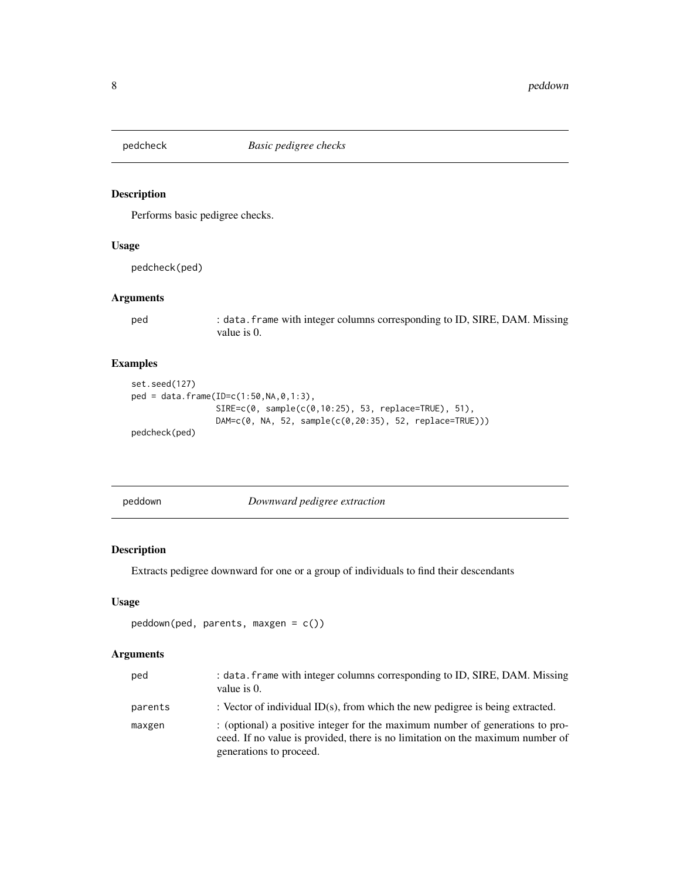## pedcheck — *Basic pedigree checks*

### Description

Performs basic pedigree checks.

### Usage

```
pedcheck(ped)
```

### Arguments

| | |
|---|---|
| ped | : `data.frame` with integer columns corresponding to ID, SIRE, DAM. Missing value is 0. |

### Examples

```
set.seed(127)
ped = data.frame(ID=c(1:50,NA,0,1:3),
                 SIRE=c(0, sample(c(0,10:25), 53, replace=TRUE), 51),
                 DAM=c(0, NA, 52, sample(c(0,20:35), 52, replace=TRUE)))
pedcheck(ped)
```

## peddown — *Downward pedigree extraction*

### Description

Extracts pedigree downward for one or a group of individuals to find their descendants

### Usage

```
peddown(ped, parents, maxgen = c())
```

### Arguments

| | |
|---|---|
| ped | : `data.frame` with integer columns corresponding to ID, SIRE, DAM. Missing value is 0. |
| parents | : Vector of individual ID(s), from which the new pedigree is being extracted. |
| maxgen | : (optional) a positive integer for the maximum number of generations to proceed. If no value is provided, there is no limitation on the maximum number of generations to proceed. |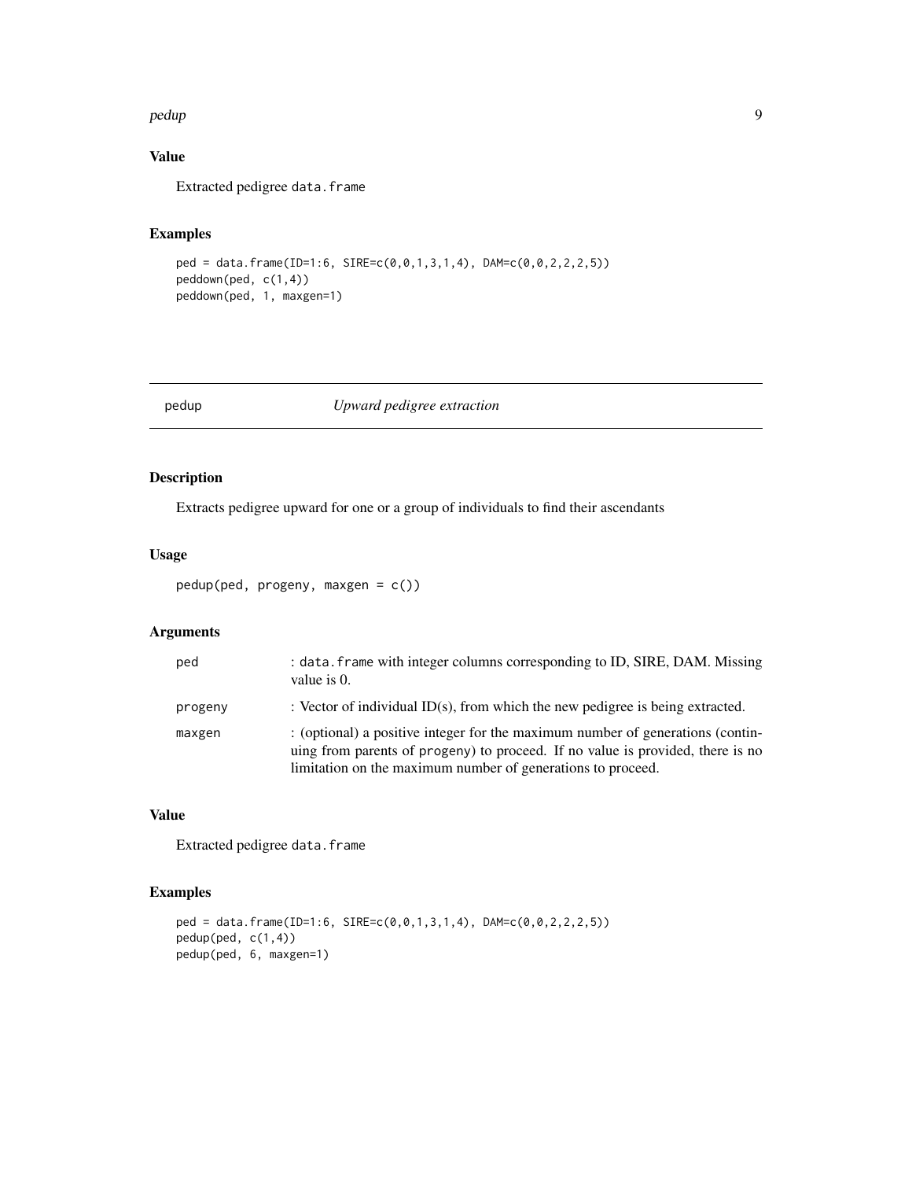## Value

Extracted pedigree `data.frame`

## Examples

```
ped = data.frame(ID=1:6, SIRE=c(0,0,1,3,1,4), DAM=c(0,0,2,2,2,5))
peddown(ped, c(1,4))
peddown(ped, 1, maxgen=1)
```

---

# pedup *Upward pedigree extraction*

## Description

Extracts pedigree upward for one or a group of individuals to find their ascendants

## Usage

```
pedup(ped, progeny, maxgen = c())
```

## Arguments

| | |
|---|---|
| `ped` | : `data.frame` with integer columns corresponding to ID, SIRE, DAM. Missing value is 0. |
| `progeny` | : Vector of individual ID(s), from which the new pedigree is being extracted. |
| `maxgen` | : (optional) a positive integer for the maximum number of generations (continuing from parents of `progeny`) to proceed. If no value is provided, there is no limitation on the maximum number of generations to proceed. |

## Value

Extracted pedigree `data.frame`

## Examples

```
ped = data.frame(ID=1:6, SIRE=c(0,0,1,3,1,4), DAM=c(0,0,2,2,2,5))
pedup(ped, c(1,4))
pedup(ped, 6, maxgen=1)
```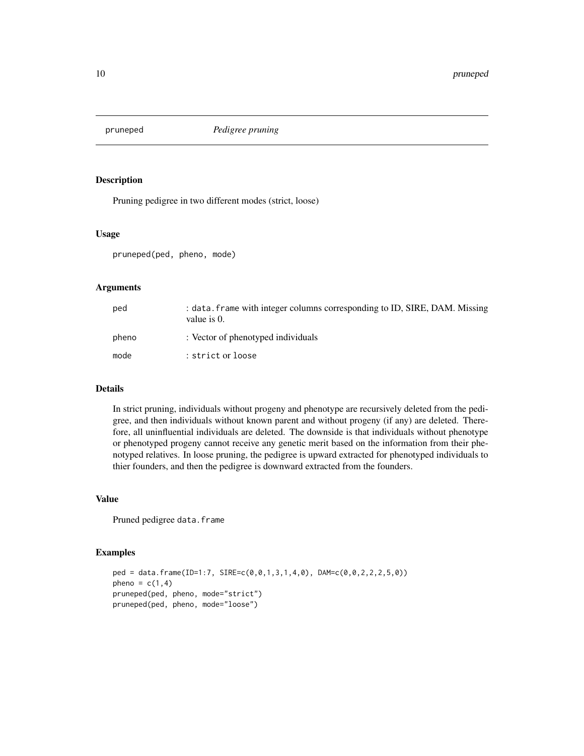# pruneped — *Pedigree pruning*

## Description

Pruning pedigree in two different modes (strict, loose)

## Usage

```
pruneped(ped, pheno, mode)
```

## Arguments

| | |
|---|---|
| ped | : `data.frame` with integer columns corresponding to ID, SIRE, DAM. Missing value is 0. |
| pheno | : Vector of phenotyped individuals |
| mode | : `strict` or `loose` |

## Details

In strict pruning, individuals without progeny and phenotype are recursively deleted from the pedigree, and then individuals without known parent and without progeny (if any) are deleted. Therefore, all uninfluential individuals are deleted. The downside is that individuals without phenotype or phenotyped progeny cannot receive any genetic merit based on the information from their phenotyped relatives. In loose pruning, the pedigree is upward extracted for phenotyped individuals to thier founders, and then the pedigree is downward extracted from the founders.

## Value

Pruned pedigree `data.frame`

## Examples

```
ped = data.frame(ID=1:7, SIRE=c(0,0,1,3,1,4,0), DAM=c(0,0,2,2,2,5,0))
pheno = c(1,4)
pruneped(ped, pheno, mode="strict")
pruneped(ped, pheno, mode="loose")
```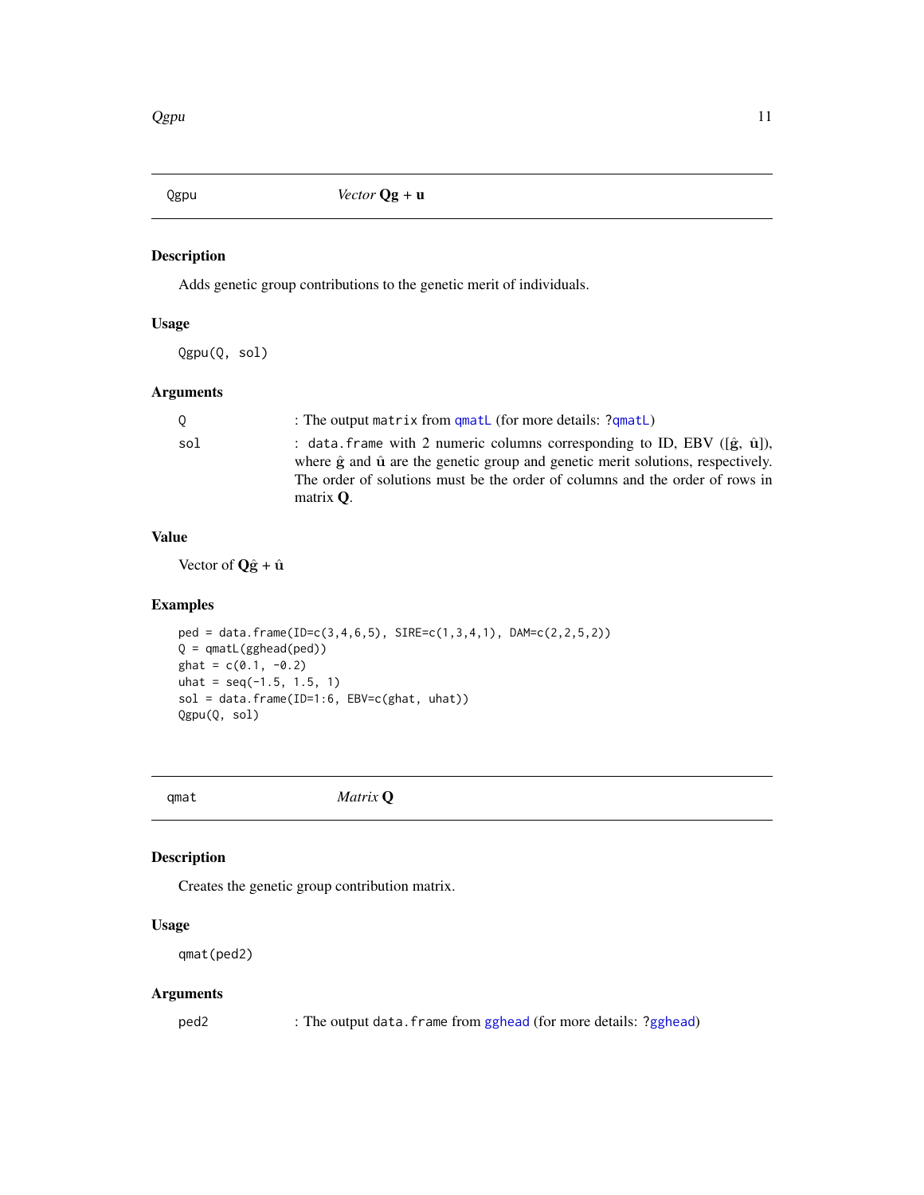## Qgpu — *Vector* $\mathbf{Qg} + \mathbf{u}$

### Description

Adds genetic group contributions to the genetic merit of individuals.

### Usage

```
Qgpu(Q, sol)
```

### Arguments

| | |
|---|---|
| `Q` | : The output `matrix` from `qmatL` (for more details: `?qmatL`) |
| `sol` | : `data.frame` with 2 numeric columns corresponding to ID, EBV ([$\hat{\mathbf{g}}$, $\hat{\mathbf{u}}$]), where $\hat{\mathbf{g}}$ and $\hat{\mathbf{u}}$ are the genetic group and genetic merit solutions, respectively. The order of solutions must be the order of columns and the order of rows in matrix $\mathbf{Q}$. |

### Value

Vector of $\mathbf{Q}\hat{\mathbf{g}} + \hat{\mathbf{u}}$

### Examples

```
ped = data.frame(ID=c(3,4,6,5), SIRE=c(1,3,4,1), DAM=c(2,2,5,2))
Q = qmatL(gghead(ped))
ghat = c(0.1, -0.2)
uhat = seq(-1.5, 1.5, 1)
sol = data.frame(ID=1:6, EBV=c(ghat, uhat))
Qgpu(Q, sol)
```

## qmat — *Matrix* $\mathbf{Q}$

### Description

Creates the genetic group contribution matrix.

### Usage

```
qmat(ped2)
```

### Arguments

| | |
|---|---|
| `ped2` | : The output `data.frame` from `gghead` (for more details: `?gghead`) |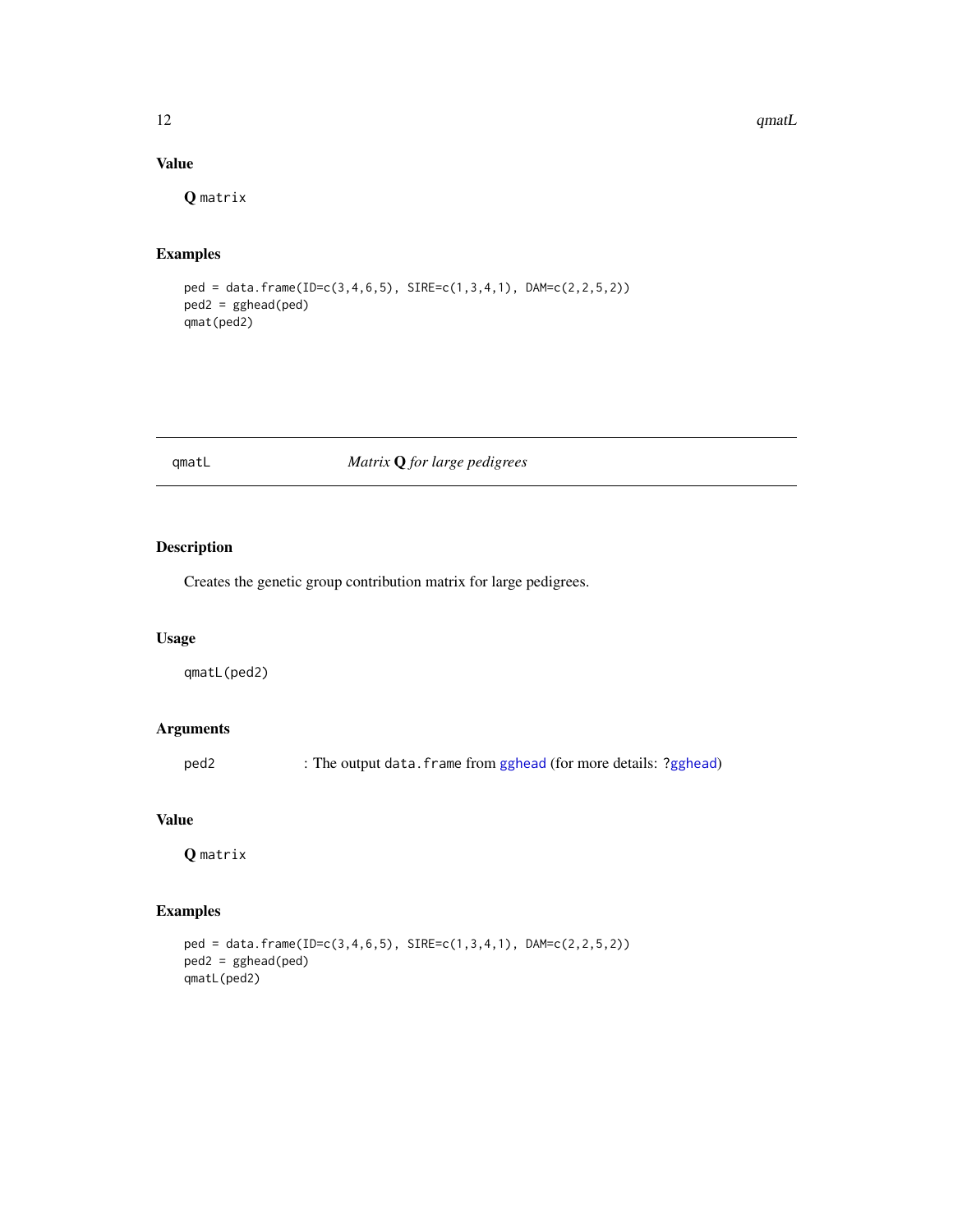## Value

**Q** matrix

## Examples

```
ped = data.frame(ID=c(3,4,6,5), SIRE=c(1,3,4,1), DAM=c(2,2,5,2))
ped2 = gghead(ped)
qmat(ped2)
```

---

# qmatL — *Matrix* **Q** *for large pedigrees*

## Description

Creates the genetic group contribution matrix for large pedigrees.

## Usage

```
qmatL(ped2)
```

## Arguments

| | |
|---|---|
| ped2 | : The output `data.frame` from `gghead` (for more details: ?`gghead`) |

## Value

**Q** matrix

## Examples

```
ped = data.frame(ID=c(3,4,6,5), SIRE=c(1,3,4,1), DAM=c(2,2,5,2))
ped2 = gghead(ped)
qmatL(ped2)
```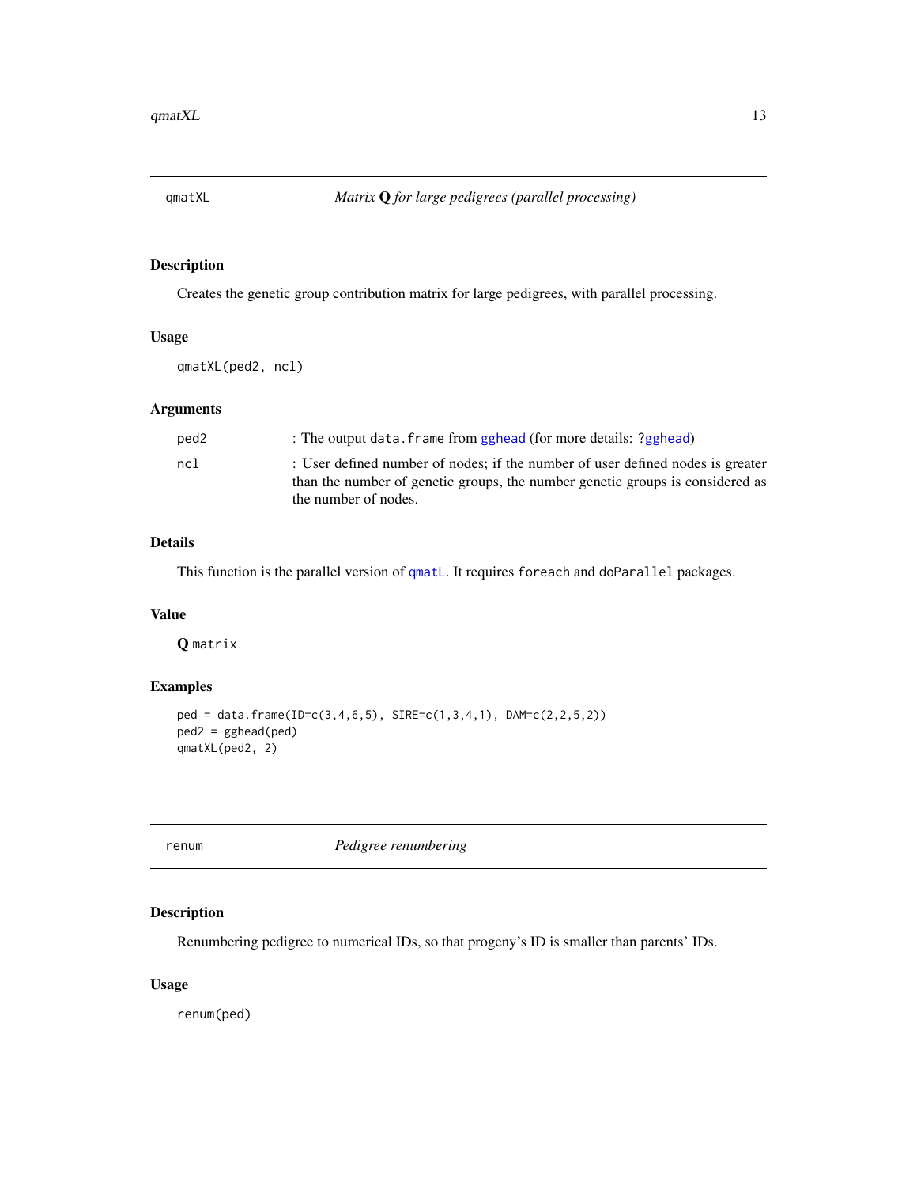## qmatXL — *Matrix* **Q** *for large pedigrees (parallel processing)*

### Description

Creates the genetic group contribution matrix for large pedigrees, with parallel processing.

### Usage

```
qmatXL(ped2, ncl)
```

### Arguments

| | |
|---|---|
| `ped2` | : The output `data.frame` from `gghead` (for more details: `?gghead`) |
| `ncl` | : User defined number of nodes; if the number of user defined nodes is greater than the number of genetic groups, the number genetic groups is considered as the number of nodes. |

### Details

This function is the parallel version of `qmatL`. It requires `foreach` and `doParallel` packages.

### Value

**Q** `matrix`

### Examples

```
ped = data.frame(ID=c(3,4,6,5), SIRE=c(1,3,4,1), DAM=c(2,2,5,2))
ped2 = gghead(ped)
qmatXL(ped2, 2)
```

## renum — *Pedigree renumbering*

### Description

Renumbering pedigree to numerical IDs, so that progeny's ID is smaller than parents' IDs.

### Usage

```
renum(ped)
```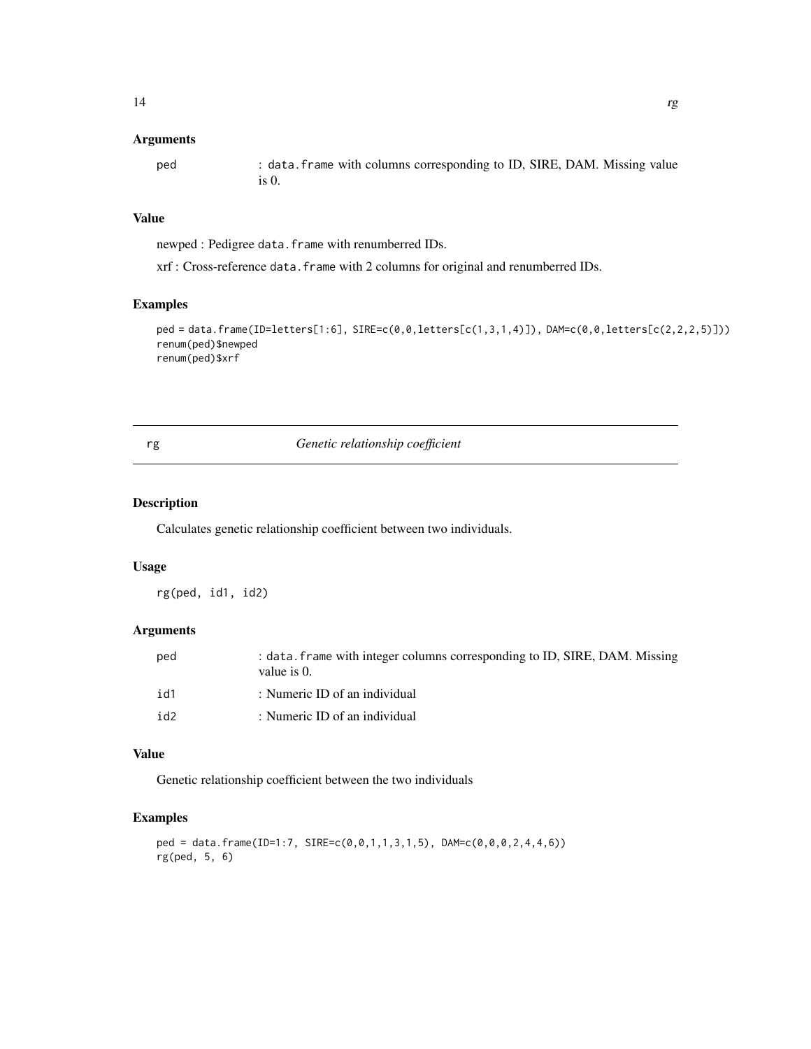### Arguments

ped : data.frame with columns corresponding to ID, SIRE, DAM. Missing value is 0.

### Value

newped : Pedigree data.frame with renumberred IDs.

xrf : Cross-reference data.frame with 2 columns for original and renumberred IDs.

### Examples

```
ped = data.frame(ID=letters[1:6], SIRE=c(0,0,letters[c(1,3,1,4)]), DAM=c(0,0,letters[c(2,2,2,5)]))
renum(ped)$newped
renum(ped)$xrf
```

---

## rg — *Genetic relationship coefficient*

### Description

Calculates genetic relationship coefficient between two individuals.

### Usage

```
rg(ped, id1, id2)
```

### Arguments

ped : data.frame with integer columns corresponding to ID, SIRE, DAM. Missing value is 0.

id1 : Numeric ID of an individual

id2 : Numeric ID of an individual

### Value

Genetic relationship coefficient between the two individuals

### Examples

```
ped = data.frame(ID=1:7, SIRE=c(0,0,1,1,3,1,5), DAM=c(0,0,0,2,4,4,6))
rg(ped, 5, 6)
```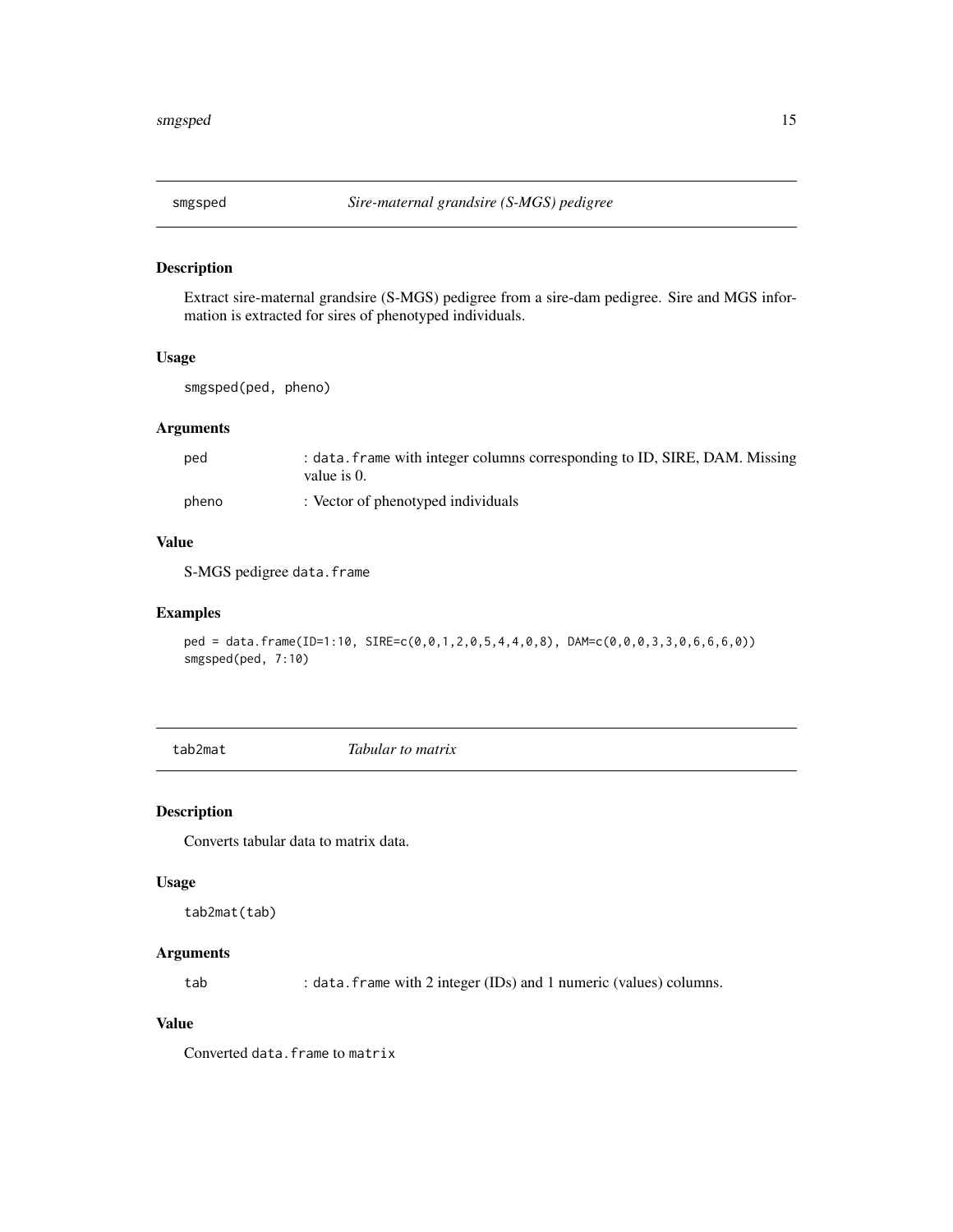## smgsped *Sire-maternal grandsire (S-MGS) pedigree*

### Description

Extract sire-maternal grandsire (S-MGS) pedigree from a sire-dam pedigree. Sire and MGS information is extracted for sires of phenotyped individuals.

### Usage

```
smgsped(ped, pheno)
```

### Arguments

| | |
|---|---|
| ped | : `data.frame` with integer columns corresponding to ID, SIRE, DAM. Missing value is 0. |
| pheno | : Vector of phenotyped individuals |

### Value

S-MGS pedigree `data.frame`

### Examples

```
ped = data.frame(ID=1:10, SIRE=c(0,0,1,2,0,5,4,4,0,8), DAM=c(0,0,0,3,3,0,6,6,6,0))
smgsped(ped, 7:10)
```

## tab2mat *Tabular to matrix*

### Description

Converts tabular data to matrix data.

### Usage

```
tab2mat(tab)
```

### Arguments

| | |
|---|---|
| tab | : `data.frame` with 2 integer (IDs) and 1 numeric (values) columns. |

### Value

Converted `data.frame` to `matrix`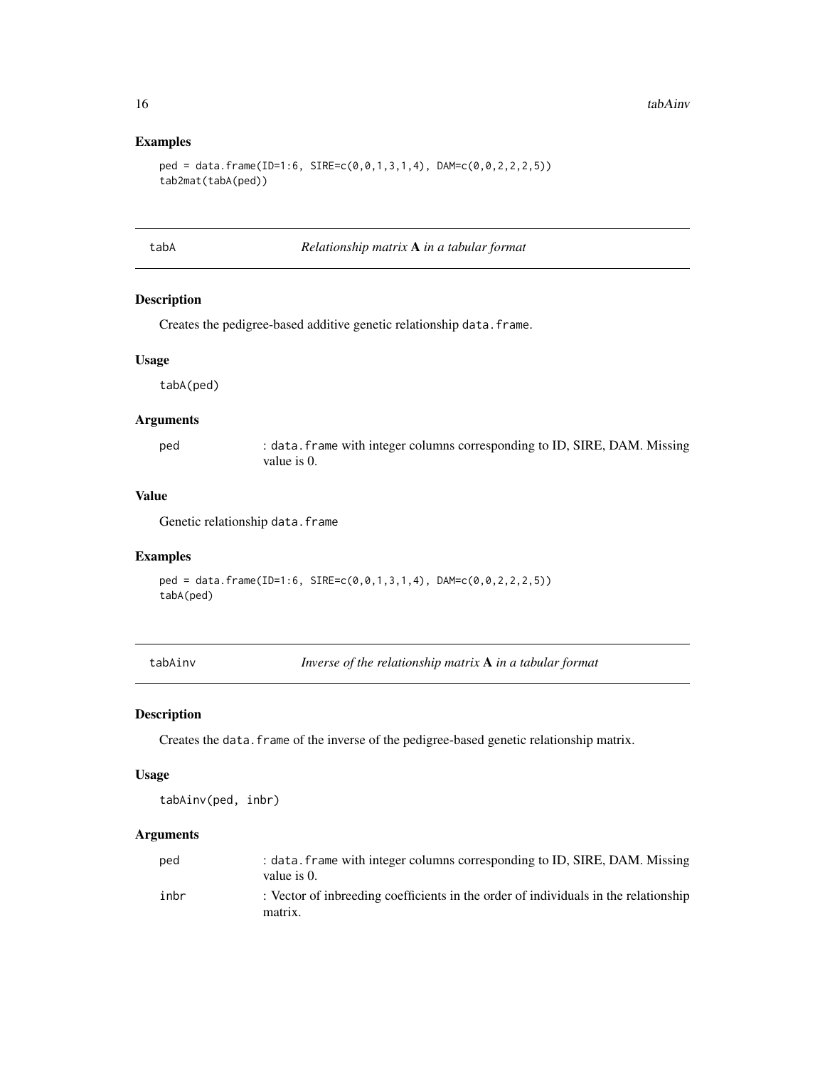### Examples

```
ped = data.frame(ID=1:6, SIRE=c(0,0,1,3,1,4), DAM=c(0,0,2,2,2,5))
tab2mat(tabA(ped))
```

---

## tabA — *Relationship matrix* **A** *in a tabular format*

### Description

Creates the pedigree-based additive genetic relationship `data.frame`.

### Usage

```
tabA(ped)
```

### Arguments

| | |
|---|---|
| ped | : `data.frame` with integer columns corresponding to ID, SIRE, DAM. Missing value is 0. |

### Value

Genetic relationship `data.frame`

### Examples

```
ped = data.frame(ID=1:6, SIRE=c(0,0,1,3,1,4), DAM=c(0,0,2,2,2,5))
tabA(ped)
```

---

## tabAinv — *Inverse of the relationship matrix* **A** *in a tabular format*

### Description

Creates the `data.frame` of the inverse of the pedigree-based genetic relationship matrix.

### Usage

```
tabAinv(ped, inbr)
```

### Arguments

| | |
|---|---|
| ped | : `data.frame` with integer columns corresponding to ID, SIRE, DAM. Missing value is 0. |
| inbr | : Vector of inbreeding coefficients in the order of individuals in the relationship matrix. |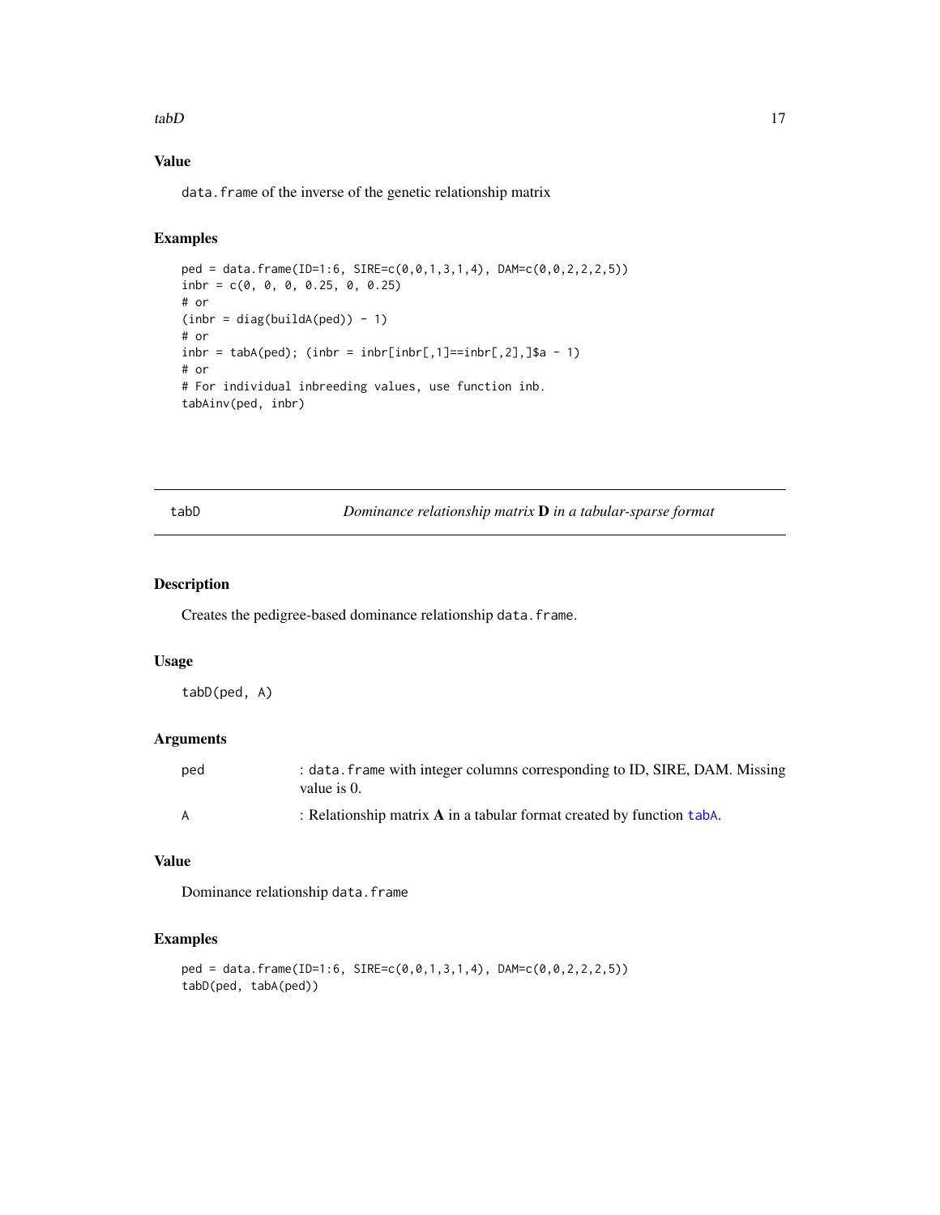## Value

data.frame of the inverse of the genetic relationship matrix

## Examples

```
ped = data.frame(ID=1:6, SIRE=c(0,0,1,3,1,4), DAM=c(0,0,2,2,2,5))
inbr = c(0, 0, 0, 0.25, 0, 0.25)
# or
(inbr = diag(buildA(ped)) - 1)
# or
inbr = tabA(ped); (inbr = inbr[inbr[,1]==inbr[,2],]$a - 1)
# or
# For individual inbreeding values, use function inb.
tabAinv(ped, inbr)
```

---

# tabD — *Dominance relationship matrix* **D** *in a tabular-sparse format*

## Description

Creates the pedigree-based dominance relationship data.frame.

## Usage

```
tabD(ped, A)
```

## Arguments

| | |
|---|---|
| ped | : data.frame with integer columns corresponding to ID, SIRE, DAM. Missing value is 0. |
| A | : Relationship matrix **A** in a tabular format created by function tabA. |

## Value

Dominance relationship data.frame

## Examples

```
ped = data.frame(ID=1:6, SIRE=c(0,0,1,3,1,4), DAM=c(0,0,2,2,2,5))
tabD(ped, tabA(ped))
```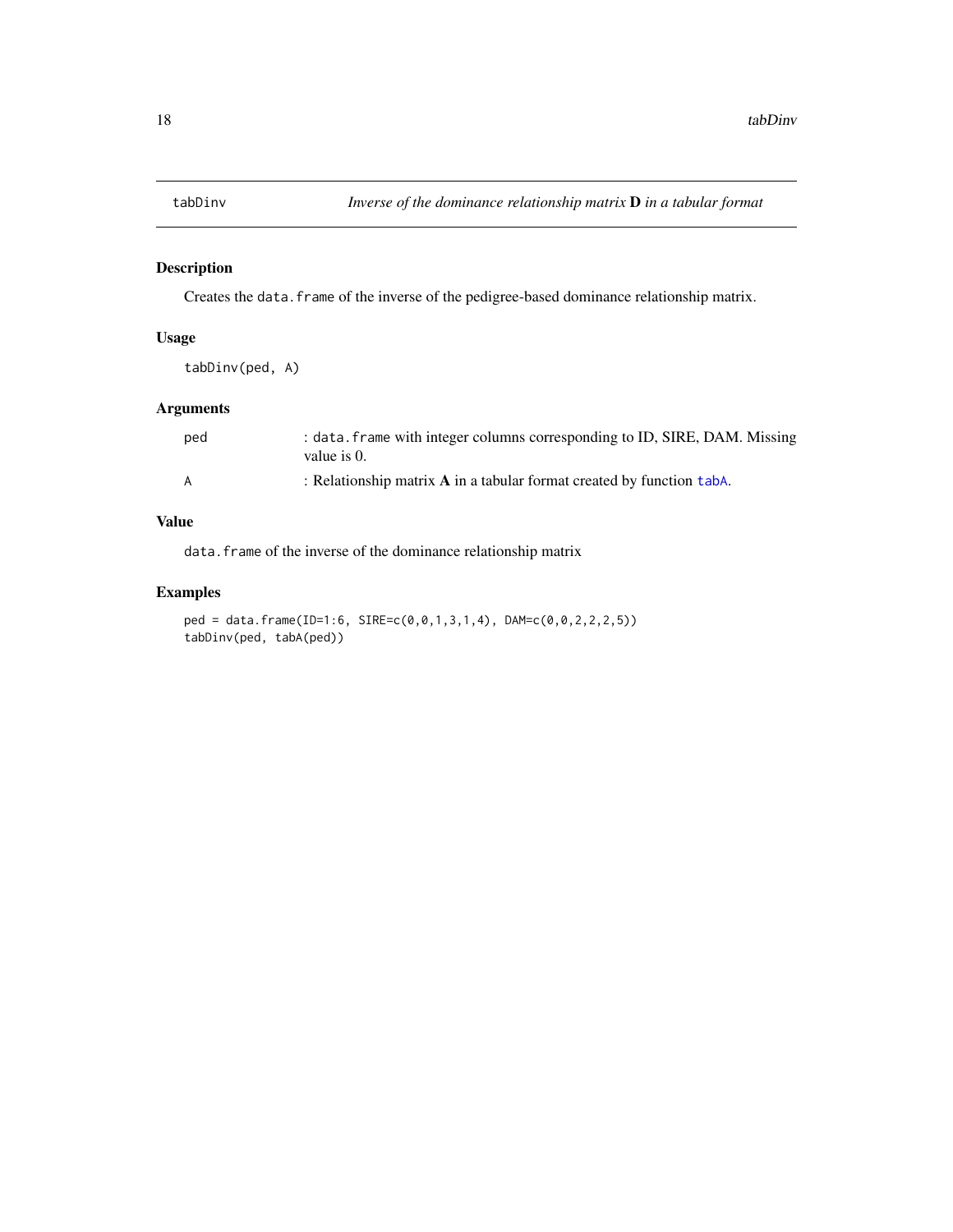tabDinv *Inverse of the dominance relationship matrix* **D** *in a tabular format*

## Description

Creates the `data.frame` of the inverse of the pedigree-based dominance relationship matrix.

## Usage

```
tabDinv(ped, A)
```

## Arguments

| | |
|---|---|
| ped | : `data.frame` with integer columns corresponding to ID, SIRE, DAM. Missing value is 0. |
| A | : Relationship matrix **A** in a tabular format created by function `tabA`. |

## Value

`data.frame` of the inverse of the dominance relationship matrix

## Examples

```
ped = data.frame(ID=1:6, SIRE=c(0,0,1,3,1,4), DAM=c(0,0,2,2,2,5))
tabDinv(ped, tabA(ped))
```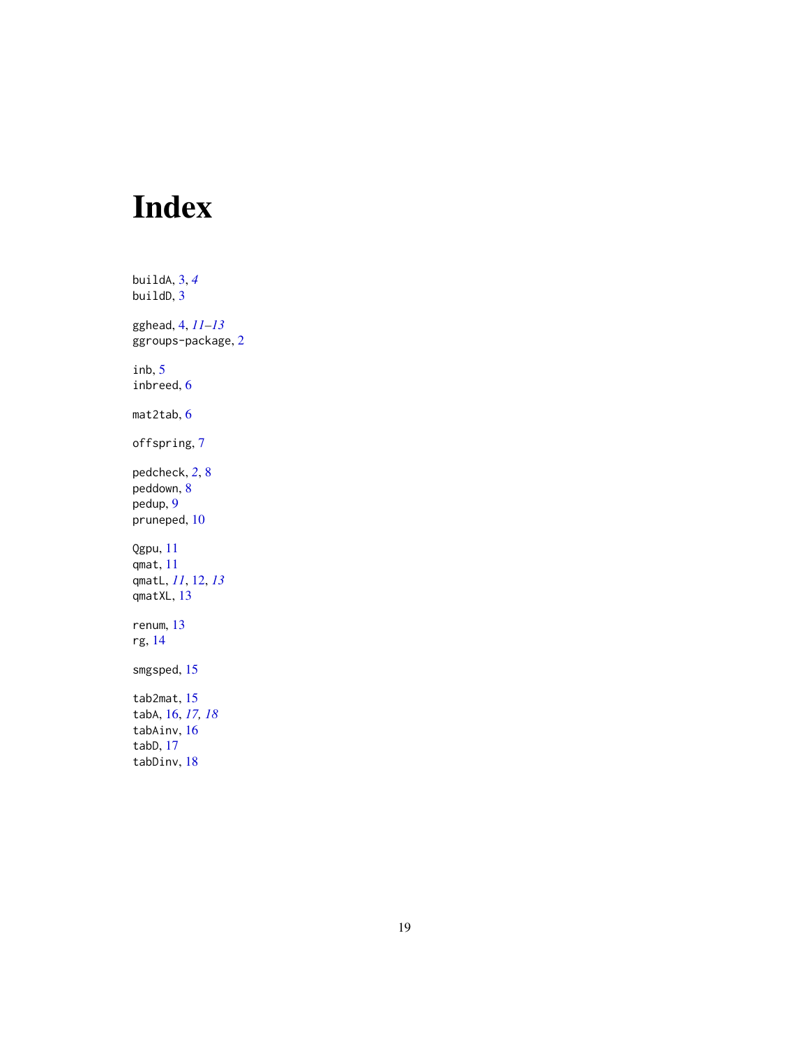# Index

buildA, 3, *4*
buildD, 3

gghead, 4, *11–13*
ggroups-package, 2

inb, 5
inbreed, 6

mat2tab, 6

offspring, 7

pedcheck, *2*, 8
peddown, 8
pedup, 9
pruneped, 10

Qgpu, 11
qmat, 11
qmatL, *11*, 12, *13*
qmatXL, 13

renum, 13
rg, 14

smgsped, 15

tab2mat, 15
tabA, 16, *17, 18*
tabAinv, 16
tabD, 17
tabDinv, 18